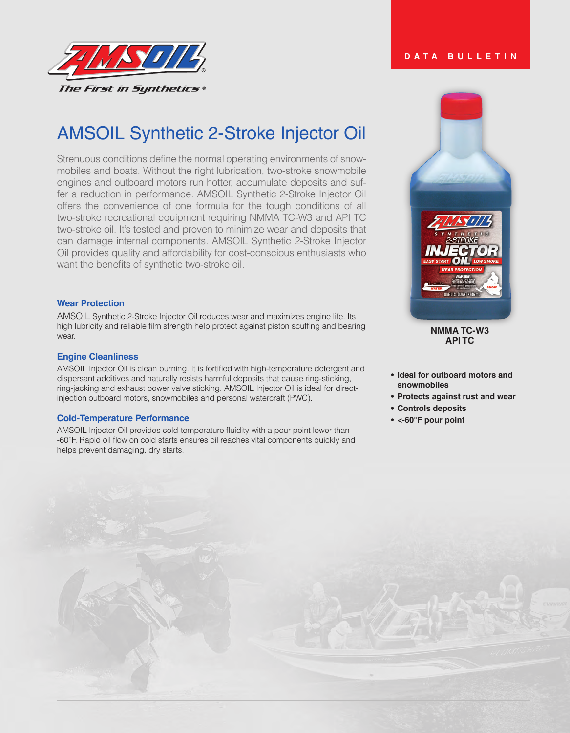The First in Synthetics®

DATA BULLETIN

# AMSOIL Synthetic 2-Stroke Injector Oil

Strenuous conditions define the normal operating environments of snowmobiles and boats. Without the right lubrication, two-stroke snowmobile engines and outboard motors run hotter, accumulate deposits and suffer a reduction in performance. AMSOIL Synthetic 2-Stroke Injector Oil offers the convenience of one formula for the tough conditions of all two-stroke recreational equipment requiring NMMA TC-W3 and API TC two-stroke oil. It's tested and proven to minimize wear and deposits that can damage internal components. AMSOIL Synthetic 2-Stroke Injector Oil provides quality and affordability for cost-conscious enthusiasts who want the benefits of synthetic two-stroke oil.

### Wear Protection

AMSOIL Synthetic 2-Stroke Injector Oil reduces wear and maximizes engine life. Its high lubricity and reliable film strength help protect against piston scuffing and bearing wear.

### Engine Cleanliness

AMSOIL Injector Oil is clean burning. It is fortified with high-temperature detergent and dispersant additives and naturally resists harmful deposits that cause ring-sticking, ring-jacking and exhaust power valve sticking. AMSOIL Injector Oil is ideal for direct-injection outboard motors, snowmobiles and personal watercraft (PWC).

### Cold-Temperature Performance

AMSOIL Injector Oil provides cold-temperature fluidity with a pour point lower than -60°F. Rapid oil flow on cold starts ensures oil reaches vital components quickly and helps prevent damaging, dry starts.

**NMMA TC-W3**
**API TC**

- **Ideal for outboard motors and snowmobiles**
- **Protects against rust and wear**
- **Controls deposits**
- **<-60°F pour point**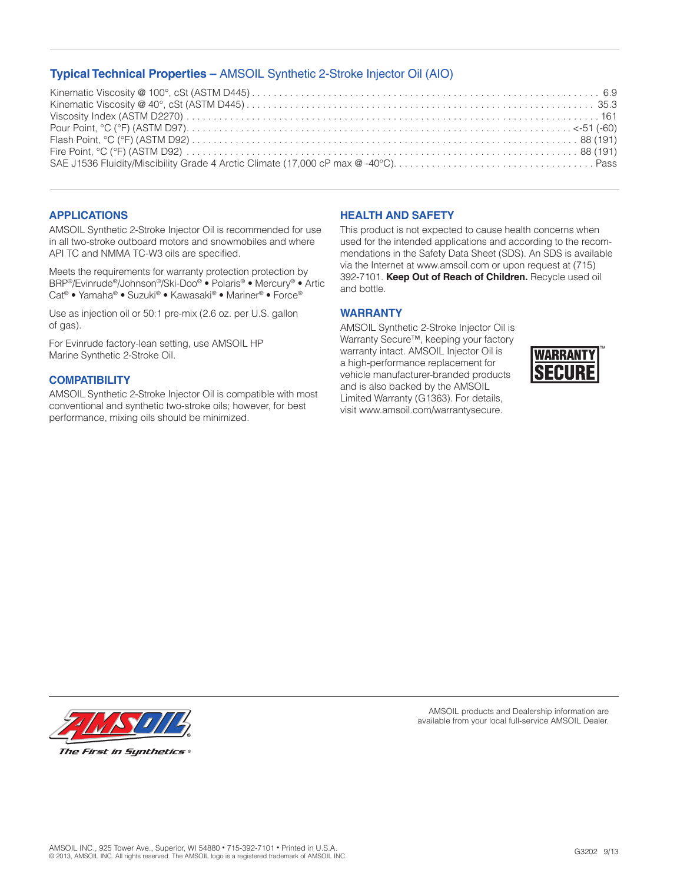## **Typical Technical Properties –** AMSOIL Synthetic 2-Stroke Injector Oil (AIO)

| | |
|---|---|
| Kinematic Viscosity @ 100°, cSt (ASTM D445) | 6.9 |
| Kinematic Viscosity @ 40°, cSt (ASTM D445) | 35.3 |
| Viscosity Index (ASTM D2270) | 161 |
| Pour Point, °C (°F) (ASTM D97) | <-51 (-60) |
| Flash Point, °C (°F) (ASTM D92) | 88 (191) |
| Fire Point, °C (°F) (ASTM D92) | 88 (191) |
| SAE J1536 Fluidity/Miscibility Grade 4 Arctic Climate (17,000 cP max @ -40°C) | Pass |

### APPLICATIONS

AMSOIL Synthetic 2-Stroke Injector Oil is recommended for use in all two-stroke outboard motors and snowmobiles and where API TC and NMMA TC-W3 oils are specified.

Meets the requirements for warranty protection protection by BRP®/Evinrude®/Johnson®/Ski-Doo® • Polaris® • Mercury® • Artic Cat® • Yamaha® • Suzuki® • Kawasaki® • Mariner® • Force®

Use as injection oil or 50:1 pre-mix (2.6 oz. per U.S. gallon of gas).

For Evinrude factory-lean setting, use AMSOIL HP Marine Synthetic 2-Stroke Oil.

### COMPATIBILITY

AMSOIL Synthetic 2-Stroke Injector Oil is compatible with most conventional and synthetic two-stroke oils; however, for best performance, mixing oils should be minimized.

### HEALTH AND SAFETY

This product is not expected to cause health concerns when used for the intended applications and according to the recommendations in the Safety Data Sheet (SDS). An SDS is available via the Internet at www.amsoil.com or upon request at (715) 392-7101. **Keep Out of Reach of Children.** Recycle used oil and bottle.

### WARRANTY

AMSOIL Synthetic 2-Stroke Injector Oil is Warranty Secure™, keeping your factory warranty intact. AMSOIL Injector Oil is a high-performance replacement for vehicle manufacturer-branded products and is also backed by the AMSOIL Limited Warranty (G1363). For details, visit www.amsoil.com/warrantysecure.

WARRANTY SECURE™

AMSOIL® *The First in Synthetics®*

AMSOIL products and Dealership information are available from your local full-service AMSOIL Dealer.

AMSOIL INC., 925 Tower Ave., Superior, WI 54880 • 715-392-7101 • Printed in U.S.A.
© 2013, AMSOIL INC. All rights reserved. The AMSOIL logo is a registered trademark of AMSOIL INC.

G3202 9/13